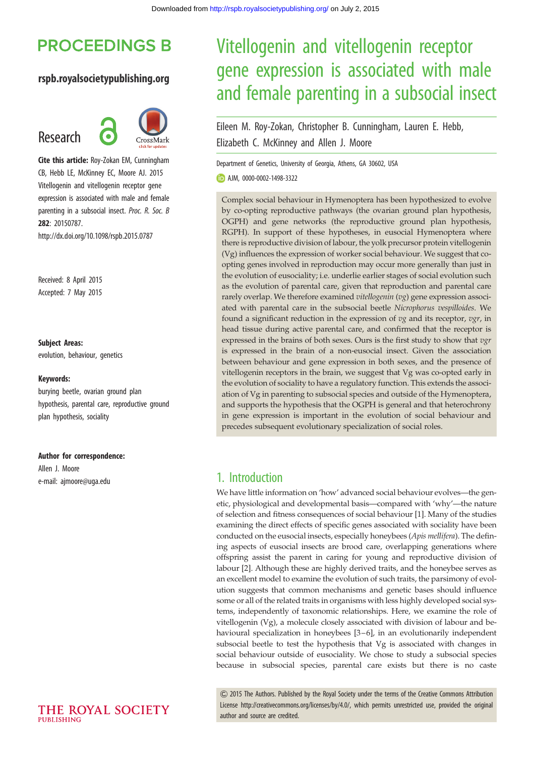# Vitellogenin and vitellogenin receptor gene expression is associated with male and female parenting in a subsocial insect

Eileen M. Roy-Zokan, Christopher B. Cunningham, Lauren E. Hebb, Elizabeth C. McKinney and Allen J. Moore

Department of Genetics, University of Georgia, Athens, GA 30602, USA

AJM, 0000-0002-1498-3322

**PROCEEDINGS B**

**rspb.royalsocietypublishing.org**

Research

**Cite this article:** Roy-Zokan EM, Cunningham CB, Hebb LE, McKinney EC, Moore AJ. 2015 Vitellogenin and vitellogenin receptor gene expression is associated with male and female parenting in a subsocial insect. *Proc. R. Soc. B* **282**: 20150787. http://dx.doi.org/10.1098/rspb.2015.0787

Received: 8 April 2015
Accepted: 7 May 2015

**Subject Areas:**
evolution, behaviour, genetics

**Keywords:**
burying beetle, ovarian ground plan hypothesis, parental care, reproductive ground plan hypothesis, sociality

**Author for correspondence:**
Allen J. Moore
e-mail: ajmoore@uga.edu

Complex social behaviour in Hymenoptera has been hypothesized to evolve by co-opting reproductive pathways (the ovarian ground plan hypothesis, OGPH) and gene networks (the reproductive ground plan hypothesis, RGPH). In support of these hypotheses, in eusocial Hymenoptera where there is reproductive division of labour, the yolk precursor protein vitellogenin (Vg) influences the expression of worker social behaviour. We suggest that co-opting genes involved in reproduction may occur more generally than just in the evolution of eusociality; i.e. underlie earlier stages of social evolution such as the evolution of parental care, given that reproduction and parental care rarely overlap. We therefore examined *vitellogenin* (*vg*) gene expression associated with parental care in the subsocial beetle *Nicrophorus vespilloides*. We found a significant reduction in the expression of *vg* and its receptor, *vgr*, in head tissue during active parental care, and confirmed that the receptor is expressed in the brains of both sexes. Ours is the first study to show that *vgr* is expressed in the brain of a non-eusocial insect. Given the association between behaviour and gene expression in both sexes, and the presence of vitellogenin receptors in the brain, we suggest that Vg was co-opted early in the evolution of sociality to have a regulatory function. This extends the association of Vg in parenting to subsocial species and outside of the Hymenoptera, and supports the hypothesis that the OGPH is general and that heterochrony in gene expression is important in the evolution of social behaviour and precedes subsequent evolutionary specialization of social roles.

## 1. Introduction

We have little information on 'how' advanced social behaviour evolves—the genetic, physiological and developmental basis—compared with 'why'—the nature of selection and fitness consequences of social behaviour [1]. Many of the studies examining the direct effects of specific genes associated with sociality have been conducted on the eusocial insects, especially honeybees (*Apis mellifera*). The defining aspects of eusocial insects are brood care, overlapping generations where offspring assist the parent in caring for young and reproductive division of labour [2]. Although these are highly derived traits, and the honeybee serves as an excellent model to examine the evolution of such traits, the parsimony of evolution suggests that common mechanisms and genetic bases should influence some or all of the related traits in organisms with less highly developed social systems, independently of taxonomic relationships. Here, we examine the role of vitellogenin (Vg), a molecule closely associated with division of labour and behavioural specialization in honeybees [3–6], in an evolutionarily independent subsocial beetle to test the hypothesis that Vg is associated with changes in social behaviour outside of eusociality. We chose to study a subsocial species because in subsocial species, parental care exists but there is no caste

© 2015 The Authors. Published by the Royal Society under the terms of the Creative Commons Attribution License http://creativecommons.org/licenses/by/4.0/, which permits unrestricted use, provided the original author and source are credited.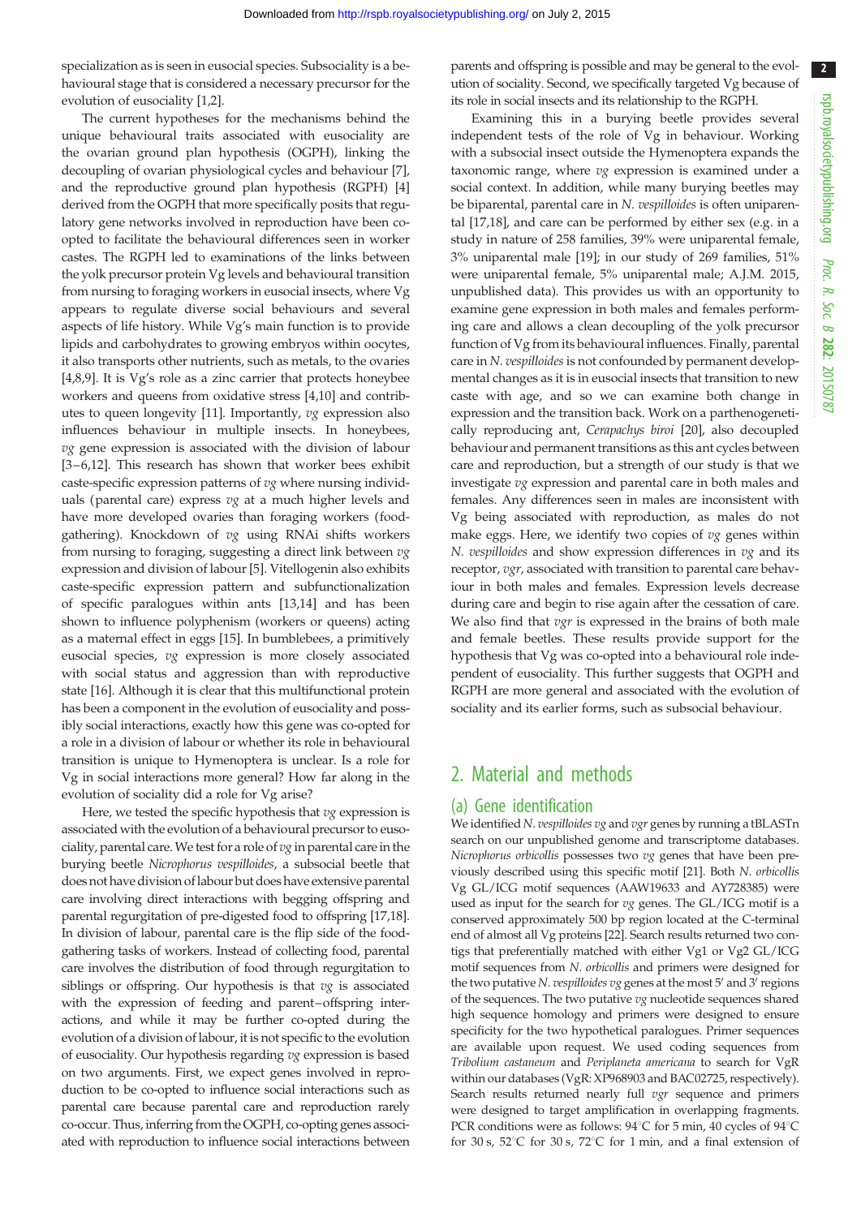specialization as is seen in eusocial species. Subsociality is a behavioural stage that is considered a necessary precursor for the evolution of eusociality [1,2].

The current hypotheses for the mechanisms behind the unique behavioural traits associated with eusociality are the ovarian ground plan hypothesis (OGPH), linking the decoupling of ovarian physiological cycles and behaviour [7], and the reproductive ground plan hypothesis (RGPH) [4] derived from the OGPH that more specifically posits that regulatory gene networks involved in reproduction have been co-opted to facilitate the behavioural differences seen in worker castes. The RGPH led to examinations of the links between the yolk precursor protein Vg levels and behavioural transition from nursing to foraging workers in eusocial insects, where Vg appears to regulate diverse social behaviours and several aspects of life history. While Vg's main function is to provide lipids and carbohydrates to growing embryos within oocytes, it also transports other nutrients, such as metals, to the ovaries [4,8,9]. It is Vg's role as a zinc carrier that protects honeybee workers and queens from oxidative stress [4,10] and contributes to queen longevity [11]. Importantly, *vg* expression also influences behaviour in multiple insects. In honeybees, *vg* gene expression is associated with the division of labour [3–6,12]. This research has shown that worker bees exhibit caste-specific expression patterns of *vg* where nursing individuals (parental care) express *vg* at a much higher levels and have more developed ovaries than foraging workers (food-gathering). Knockdown of *vg* using RNAi shifts workers from nursing to foraging, suggesting a direct link between *vg* expression and division of labour [5]. Vitellogenin also exhibits caste-specific expression pattern and subfunctionalization of specific paralogues within ants [13,14] and has been shown to influence polyphenism (workers or queens) acting as a maternal effect in eggs [15]. In bumblebees, a primitively eusocial species, *vg* expression is more closely associated with social status and aggression than with reproductive state [16]. Although it is clear that this multifunctional protein has been a component in the evolution of eusociality and possibly social interactions, exactly how this gene was co-opted for a role in a division of labour or whether its role in behavioural transition is unique to Hymenoptera is unclear. Is a role for Vg in social interactions more general? How far along in the evolution of sociality did a role for Vg arise?

Here, we tested the specific hypothesis that *vg* expression is associated with the evolution of a behavioural precursor to eusociality, parental care. We test for a role of *vg* in parental care in the burying beetle *Nicrophorus vespilloides*, a subsocial beetle that does not have division of labour but does have extensive parental care involving direct interactions with begging offspring and parental regurgitation of pre-digested food to offspring [17,18]. In division of labour, parental care is the flip side of the food-gathering tasks of workers. Instead of collecting food, parental care involves the distribution of food through regurgitation to siblings or offspring. Our hypothesis is that *vg* is associated with the expression of feeding and parent–offspring interactions, and while it may be further co-opted during the evolution of a division of labour, it is not specific to the evolution of eusociality. Our hypothesis regarding *vg* expression is based on two arguments. First, we expect genes involved in reproduction to be co-opted to influence social interactions such as parental care because parental care and reproduction rarely co-occur. Thus, inferring from the OGPH, co-opting genes associated with reproduction to influence social interactions between parents and offspring is possible and may be general to the evolution of sociality. Second, we specifically targeted Vg because of its role in social insects and its relationship to the RGPH.

Examining this in a burying beetle provides several independent tests of the role of Vg in behaviour. Working with a subsocial insect outside the Hymenoptera expands the taxonomic range, where *vg* expression is examined under a social context. In addition, while many burying beetles may be biparental, parental care in *N. vespilloides* is often uniparental [17,18], and care can be performed by either sex (e.g. in a study in nature of 258 families, 39% were uniparental female, 3% uniparental male [19]; in our study of 269 families, 51% were uniparental female, 5% uniparental male; A.J.M. 2015, unpublished data). This provides us with an opportunity to examine gene expression in both males and females performing care and allows a clean decoupling of the yolk precursor function of Vg from its behavioural influences. Finally, parental care in *N. vespilloides* is not confounded by permanent developmental changes as it is in eusocial insects that transition to new caste with age, and so we can examine both change in expression and the transition back. Work on a parthenogenetically reproducing ant, *Cerapachys biroi* [20], also decoupled behaviour and permanent transitions as this ant cycles between care and reproduction, but a strength of our study is that we investigate *vg* expression and parental care in both males and females. Any differences seen in males are inconsistent with Vg being associated with reproduction, as males do not make eggs. Here, we identify two copies of *vg* genes within *N. vespilloides* and show expression differences in *vg* and its receptor, *vgr*, associated with transition to parental care behaviour in both males and females. Expression levels decrease during care and begin to rise again after the cessation of care. We also find that *vgr* is expressed in the brains of both male and female beetles. These results provide support for the hypothesis that Vg was co-opted into a behavioural role independent of eusociality. This further suggests that OGPH and RGPH are more general and associated with the evolution of sociality and its earlier forms, such as subsocial behaviour.

## 2. Material and methods

### (a) Gene identification

We identified *N. vespilloides vg* and *vgr* genes by running a tBLASTn search on our unpublished genome and transcriptome databases. *Nicrophorus orbicollis* possesses two *vg* genes that have been previously described using this specific motif [21]. Both *N. orbicollis* Vg GL/ICG motif sequences (AAW19633 and AY728385) were used as input for the search for *vg* genes. The GL/ICG motif is a conserved approximately 500 bp region located at the C-terminal end of almost all Vg proteins [22]. Search results returned two contigs that preferentially matched with either Vg1 or Vg2 GL/ICG motif sequences from *N. orbicollis* and primers were designed for the two putative *N. vespilloides vg* genes at the most 5′ and 3′ regions of the sequences. The two putative *vg* nucleotide sequences shared high sequence homology and primers were designed to ensure specificity for the two hypothetical paralogues. Primer sequences are available upon request. We used coding sequences from *Tribolium castaneum* and *Periplaneta americana* to search for VgR within our databases (VgR: XP968903 and BAC02725, respectively). Search results returned nearly full *vgr* sequence and primers were designed to target amplification in overlapping fragments. PCR conditions were as follows: 94°C for 5 min, 40 cycles of 94°C for 30 s, 52°C for 30 s, 72°C for 1 min, and a final extension of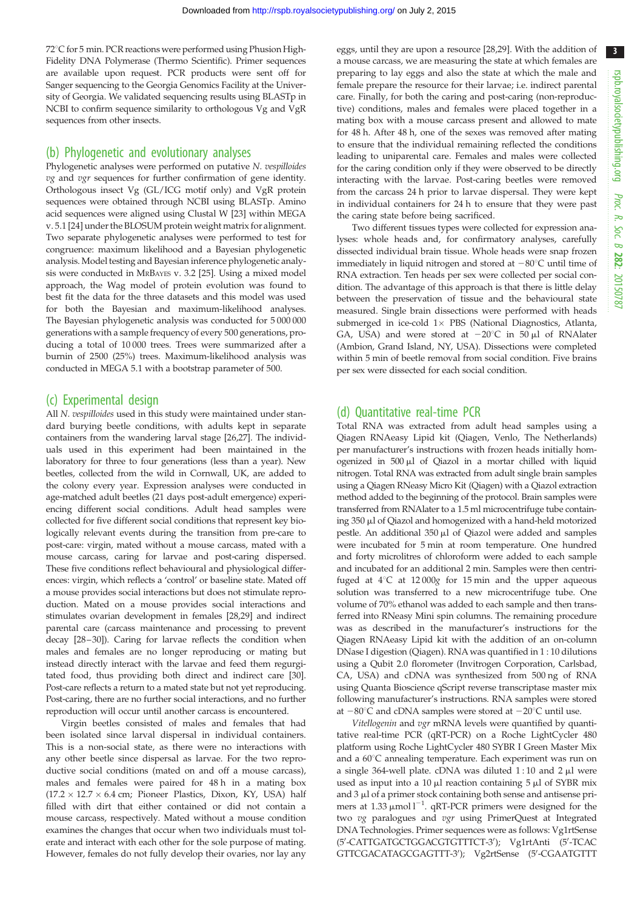72°C for 5 min. PCR reactions were performed using Phusion High-Fidelity DNA Polymerase (Thermo Scientific). Primer sequences are available upon request. PCR products were sent off for Sanger sequencing to the Georgia Genomics Facility at the University of Georgia. We validated sequencing results using BLASTp in NCBI to confirm sequence similarity to orthologous Vg and VgR sequences from other insects.

## (b) Phylogenetic and evolutionary analyses

Phylogenetic analyses were performed on putative *N. vespilloides vg* and *vgr* sequences for further confirmation of gene identity. Orthologous insect Vg (GL/ICG motif only) and VgR protein sequences were obtained through NCBI using BLASTp. Amino acid sequences were aligned using Clustal W [23] within MEGA v. 5.1 [24] under the BLOSUM protein weight matrix for alignment. Two separate phylogenetic analyses were performed to test for congruence: maximum likelihood and a Bayesian phylogenetic analysis. Model testing and Bayesian inference phylogenetic analysis were conducted in MrBayes v. 3.2 [25]. Using a mixed model approach, the Wag model of protein evolution was found to best fit the data for the three datasets and this model was used for both the Bayesian and maximum-likelihood analyses. The Bayesian phylogenetic analysis was conducted for 5 000 000 generations with a sample frequency of every 500 generations, producing a total of 10 000 trees. Trees were summarized after a burnin of 2500 (25%) trees. Maximum-likelihood analysis was conducted in MEGA 5.1 with a bootstrap parameter of 500.

## (c) Experimental design

All *N. vespilloides* used in this study were maintained under standard burying beetle conditions, with adults kept in separate containers from the wandering larval stage [26,27]. The individuals used in this experiment had been maintained in the laboratory for three to four generations (less than a year). New beetles, collected from the wild in Cornwall, UK, are added to the colony every year. Expression analyses were conducted in age-matched adult beetles (21 days post-adult emergence) experiencing different social conditions. Adult head samples were collected for five different social conditions that represent key biologically relevant events during the transition from pre-care to post-care: virgin, mated without a mouse carcass, mated with a mouse carcass, caring for larvae and post-caring dispersed. These five conditions reflect behavioural and physiological differences: virgin, which reflects a 'control' or baseline state. Mated off a mouse provides social interactions but does not stimulate reproduction. Mated on a mouse provides social interactions and stimulates ovarian development in females [28,29] and indirect parental care (carcass maintenance and processing to prevent decay [28–30]). Caring for larvae reflects the condition when males and females are no longer reproducing or mating but instead directly interact with the larvae and feed them regurgitated food, thus providing both direct and indirect care [30]. Post-care reflects a return to a mated state but not yet reproducing. Post-caring, there are no further social interactions, and no further reproduction will occur until another carcass is encountered.

Virgin beetles consisted of males and females that had been isolated since larval dispersal in individual containers. This is a non-social state, as there were no interactions with any other beetle since dispersal as larvae. For the two reproductive social conditions (mated on and off a mouse carcass), males and females were paired for 48 h in a mating box ($17.2 \times 12.7 \times 6.4$ cm; Pioneer Plastics, Dixon, KY, USA) half filled with dirt that either contained or did not contain a mouse carcass, respectively. Mated without a mouse condition examines the changes that occur when two individuals must tolerate and interact with each other for the sole purpose of mating. However, females do not fully develop their ovaries, nor lay any eggs, until they are upon a resource [28,29]. With the addition of a mouse carcass, we are measuring the state at which females are preparing to lay eggs and also the state at which the male and female prepare the resource for their larvae; i.e. indirect parental care. Finally, for both the caring and post-caring (non-reproductive) conditions, males and females were placed together in a mating box with a mouse carcass present and allowed to mate for 48 h. After 48 h, one of the sexes was removed after mating to ensure that the individual remaining reflected the conditions leading to uniparental care. Females and males were collected for the caring condition only if they were observed to be directly interacting with the larvae. Post-caring beetles were removed from the carcass 24 h prior to larvae dispersal. They were kept in individual containers for 24 h to ensure that they were past the caring state before being sacrificed.

Two different tissues types were collected for expression analyses: whole heads and, for confirmatory analyses, carefully dissected individual brain tissue. Whole heads were snap frozen immediately in liquid nitrogen and stored at −80°C until time of RNA extraction. Ten heads per sex were collected per social condition. The advantage of this approach is that there is little delay between the preservation of tissue and the behavioural state measured. Single brain dissections were performed with heads submerged in ice-cold 1× PBS (National Diagnostics, Atlanta, GA, USA) and were stored at −20°C in 50 µl of RNAlater (Ambion, Grand Island, NY, USA). Dissections were completed within 5 min of beetle removal from social condition. Five brains per sex were dissected for each social condition.

## (d) Quantitative real-time PCR

Total RNA was extracted from adult head samples using a Qiagen RNAeasy Lipid kit (Qiagen, Venlo, The Netherlands) per manufacturer's instructions with frozen heads initially homogenized in 500 µl of Qiazol in a mortar chilled with liquid nitrogen. Total RNA was extracted from adult single brain samples using a Qiagen RNeasy Micro Kit (Qiagen) with a Qiazol extraction method added to the beginning of the protocol. Brain samples were transferred from RNAlater to a 1.5 ml microcentrifuge tube containing 350 µl of Qiazol and homogenized with a hand-held motorized pestle. An additional 350 µl of Qiazol were added and samples were incubated for 5 min at room temperature. One hundred and forty microlitres of chloroform were added to each sample and incubated for an additional 2 min. Samples were then centrifuged at 4°C at 12 000*g* for 15 min and the upper aqueous solution was transferred to a new microcentrifuge tube. One volume of 70% ethanol was added to each sample and then transferred into RNeasy Mini spin columns. The remaining procedure was as described in the manufacturer's instructions for the Qiagen RNAeasy Lipid kit with the addition of an on-column DNase I digestion (Qiagen). RNA was quantified in 1 : 10 dilutions using a Qubit 2.0 florometer (Invitrogen Corporation, Carlsbad, CA, USA) and cDNA was synthesized from 500 ng of RNA using Quanta Bioscience qScript reverse transcriptase master mix following manufacturer's instructions. RNA samples were stored at −80°C and cDNA samples were stored at −20°C until use.

*Vitellogenin* and *vgr* mRNA levels were quantified by quantitative real-time PCR (qRT-PCR) on a Roche LightCycler 480 platform using Roche LightCycler 480 SYBR I Green Master Mix and a 60°C annealing temperature. Each experiment was run on a single 364-well plate. cDNA was diluted 1 : 10 and 2 µl were used as input into a 10 µl reaction containing 5 µl of SYBR mix and 3 µl of a primer stock containing both sense and antisense primers at 1.33 µmol $l^{-1}$. qRT-PCR primers were designed for the two *vg* paralogues and *vgr* using PrimerQuest at Integrated DNA Technologies. Primer sequences were as follows: Vg1rtSense (5′-CATTGATGCTGGACGTGTTTCT-3′); Vg1rtAnti (5′-TCACGTTCGACATAGCGAGTTT-3′); Vg2rtSense (5′-CGAATGTTT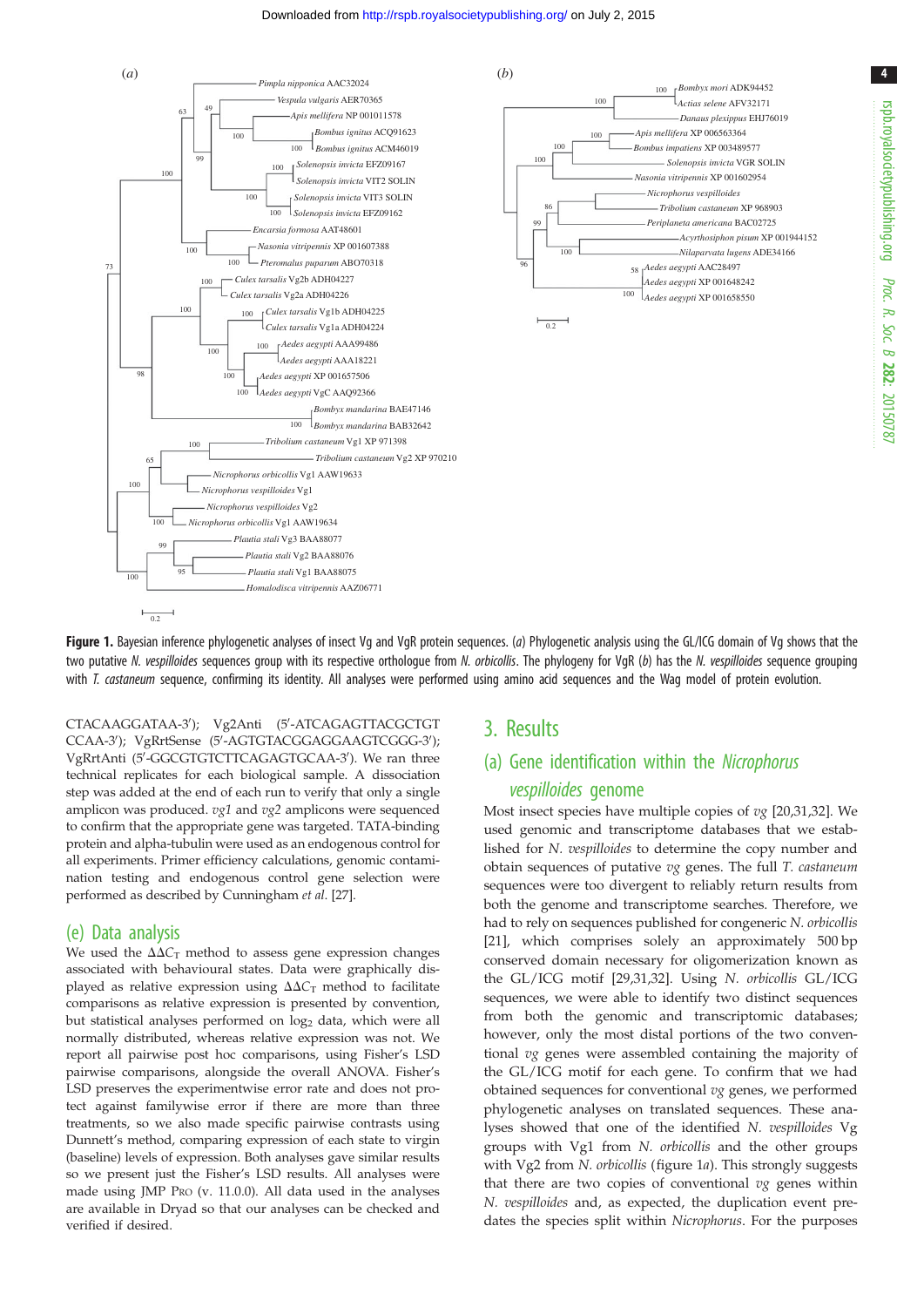**Figure 1.** Bayesian inference phylogenetic analyses of insect Vg and VgR protein sequences. (*a*) Phylogenetic analysis using the GL/ICG domain of Vg shows that the two putative *N. vespilloides* sequences group with its respective orthologue from *N. orbicollis*. The phylogeny for VgR (*b*) has the *N. vespilloides* sequence grouping with *T. castaneum* sequence, confirming its identity. All analyses were performed using amino acid sequences and the Wag model of protein evolution.

CTACAAGGATAA-3′); Vg2Anti (5′-ATCAGAGTTACGCTGTCCAA-3′); VgRrtSense (5′-AGTGTACGGAGGAAGTCGGG-3′); VgRrtAnti (5′-GGCGTGTCTTCAGAGTGCAA-3′). We ran three technical replicates for each biological sample. A dissociation step was added at the end of each run to verify that only a single amplicon was produced. *vg1* and *vg2* amplicons were sequenced to confirm that the appropriate gene was targeted. TATA-binding protein and alpha-tubulin were used as an endogenous control for all experiments. Primer efficiency calculations, genomic contamination testing and endogenous control gene selection were performed as described by Cunningham *et al.* [27].

## (e) Data analysis

We used the $\Delta\Delta C_T$ method to assess gene expression changes associated with behavioural states. Data were graphically displayed as relative expression using $\Delta\Delta C_T$ method to facilitate comparisons as relative expression is presented by convention, but statistical analyses performed on $\log_2$ data, which were all normally distributed, whereas relative expression was not. We report all pairwise post hoc comparisons, using Fisher's LSD pairwise comparisons, alongside the overall ANOVA. Fisher's LSD preserves the experimentwise error rate and does not protect against familywise error if there are more than three treatments, so we also made specific pairwise contrasts using Dunnett's method, comparing expression of each state to virgin (baseline) levels of expression. Both analyses gave similar results so we present just the Fisher's LSD results. All analyses were made using JMP Pro (v. 11.0.0). All data used in the analyses are available in Dryad so that our analyses can be checked and verified if desired.

# 3. Results

## (a) Gene identification within the *Nicrophorus vespilloides* genome

Most insect species have multiple copies of *vg* [20,31,32]. We used genomic and transcriptome databases that we established for *N. vespilloides* to determine the copy number and obtain sequences of putative *vg* genes. The full *T. castaneum* sequences were too divergent to reliably return results from both the genome and transcriptome searches. Therefore, we had to rely on sequences published for congeneric *N. orbicollis* [21], which comprises solely an approximately 500 bp conserved domain necessary for oligomerization known as the GL/ICG motif [29,31,32]. Using *N. orbicollis* GL/ICG sequences, we were able to identify two distinct sequences from both the genomic and transcriptomic databases; however, only the most distal portions of the two conventional *vg* genes were assembled containing the majority of the GL/ICG motif for each gene. To confirm that we had obtained sequences for conventional *vg* genes, we performed phylogenetic analyses on translated sequences. These analyses showed that one of the identified *N. vespilloides* Vg groups with Vg1 from *N. orbicollis* and the other groups with Vg2 from *N. orbicollis* (figure 1*a*). This strongly suggests that there are two copies of conventional *vg* genes within *N. vespilloides* and, as expected, the duplication event predates the species split within *Nicrophorus*. For the purposes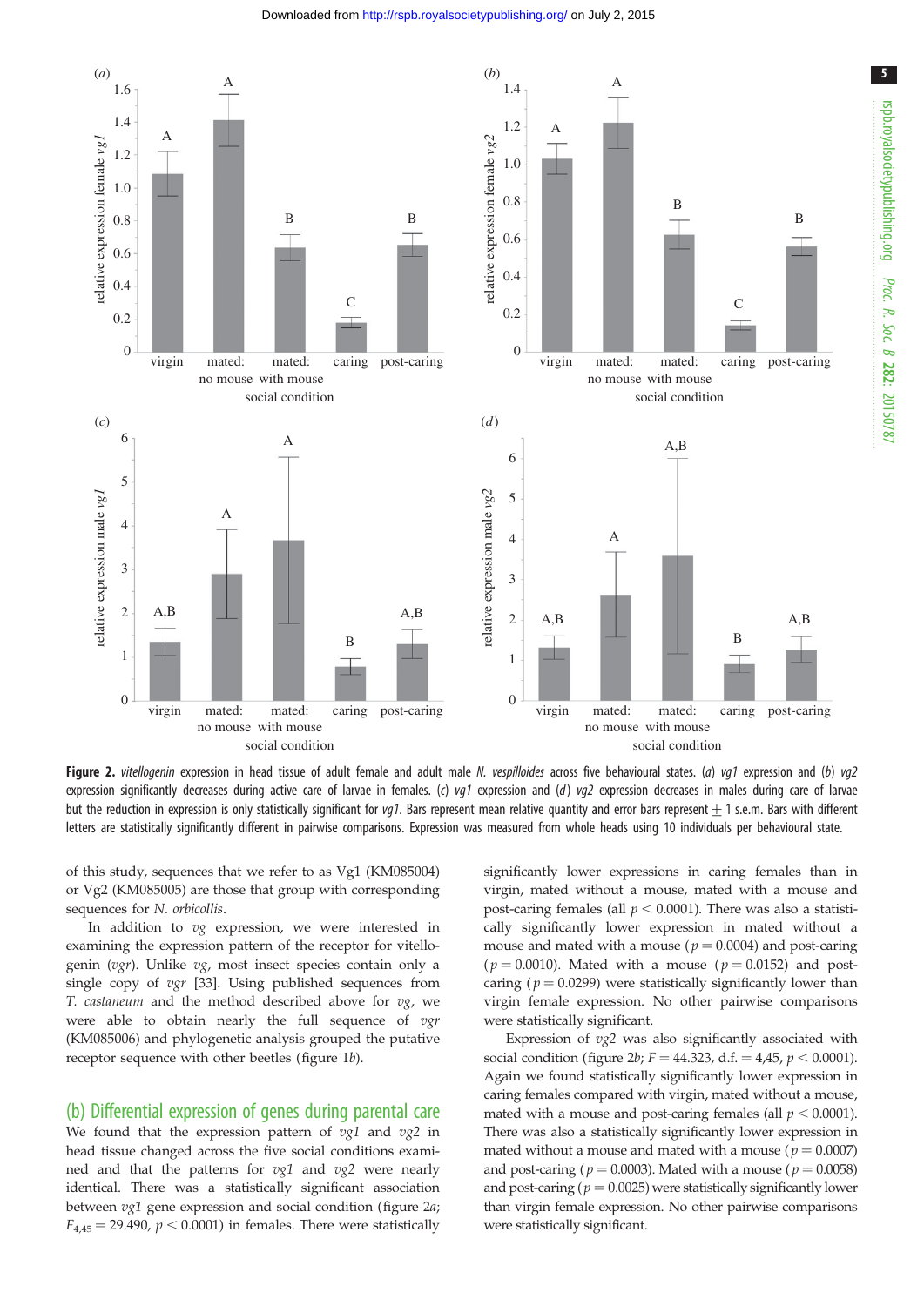**Figure 2.** *vitellogenin* expression in head tissue of adult female and adult male *N. vespilloides* across five behavioural states. (*a*) *vg1* expression and (*b*) *vg2* expression significantly decreases during active care of larvae in females. (*c*) *vg1* expression and (*d*) *vg2* expression decreases in males during care of larvae but the reduction in expression is only statistically significant for *vg1*. Bars represent mean relative quantity and error bars represent ± 1 s.e.m. Bars with different letters are statistically significantly different in pairwise comparisons. Expression was measured from whole heads using 10 individuals per behavioural state.

of this study, sequences that we refer to as Vg1 (KM085004) or Vg2 (KM085005) are those that group with corresponding sequences for *N. orbicollis*.

In addition to *vg* expression, we were interested in examining the expression pattern of the receptor for vitellogenin (*vgr*). Unlike *vg*, most insect species contain only a single copy of *vgr* [33]. Using published sequences from *T. castaneum* and the method described above for *vg*, we were able to obtain nearly the full sequence of *vgr* (KM085006) and phylogenetic analysis grouped the putative receptor sequence with other beetles (figure 1*b*).

## (b) Differential expression of genes during parental care

We found that the expression pattern of *vg1* and *vg2* in head tissue changed across the five social conditions examined and that the patterns for *vg1* and *vg2* were nearly identical. There was a statistically significant association between *vg1* gene expression and social condition (figure 2*a*; $F_{4,45} = 29.490$, $p < 0.0001$) in females. There were statistically significantly lower expressions in caring females than in virgin, mated without a mouse, mated with a mouse and post-caring females (all $p < 0.0001$). There was also a statistically significant lower expression in mated without a mouse and mated with a mouse ($p = 0.0004$) and post-caring ($p = 0.0010$). Mated with a mouse ($p = 0.0152$) and post-caring ($p = 0.0299$) were statistically significantly lower than virgin female expression. No other pairwise comparisons were statistically significant.

Expression of *vg2* was also significantly associated with social condition (figure 2*b*; $F = 44.323$, d.f. $= 4{,}45$, $p < 0.0001$). Again we found statistically significantly lower expression in caring females compared with virgin, mated without a mouse, mated with a mouse and post-caring females (all $p < 0.0001$). There was also a statistically significantly lower expression in mated without a mouse and mated with a mouse ($p = 0.0007$) and post-caring ($p = 0.0003$). Mated with a mouse ($p = 0.0058$) and post-caring ($p = 0.0025$) were statistically significantly lower than virgin female expression. No other pairwise comparisons were statistically significant.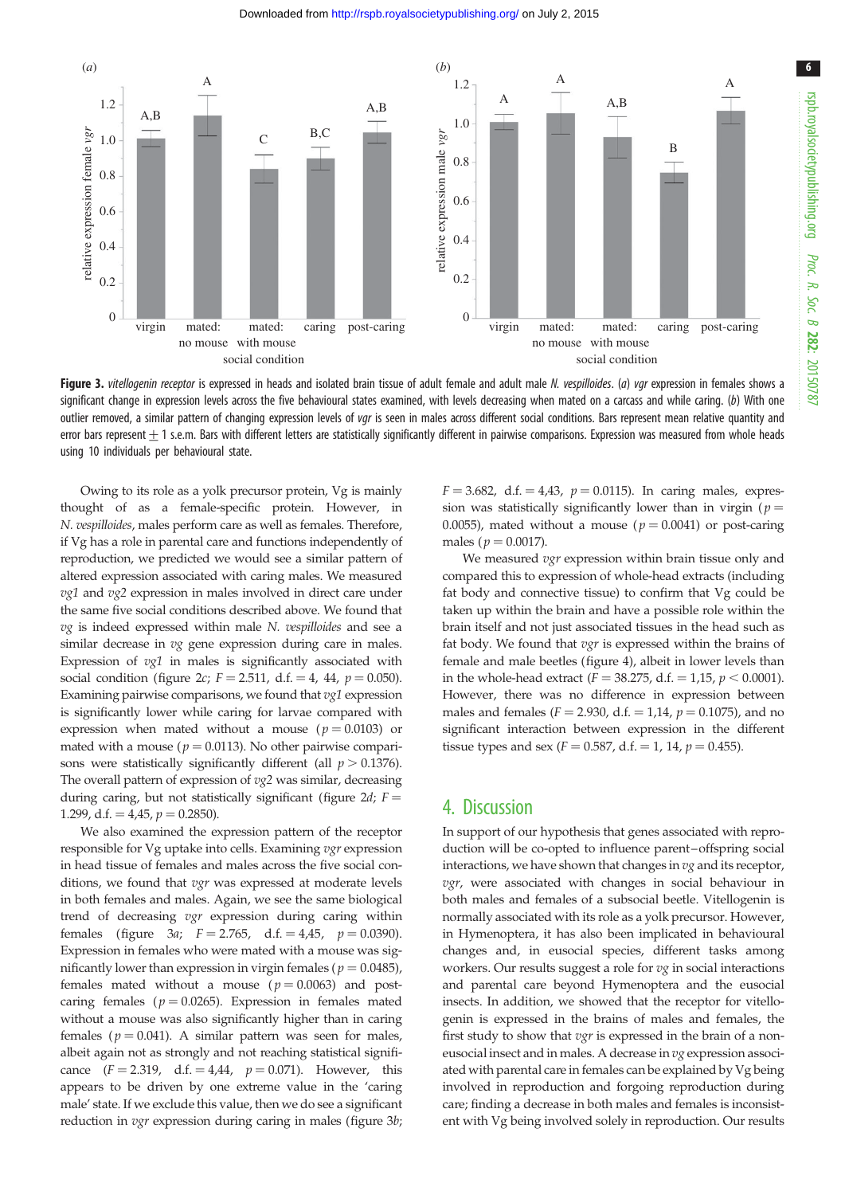**Figure 3.** *vitellogenin receptor* is expressed in heads and isolated brain tissue of adult female and adult male *N. vespilloides*. (*a*) *vgr* expression in females shows a significant change in expression levels across the five behavioural states examined, with levels decreasing when mated on a carcass and while caring. (*b*) With one outlier removed, a similar pattern of changing expression levels of *vgr* is seen in males across different social conditions. Bars represent mean relative quantity and error bars represent ± 1 s.e.m. Bars with different letters are statistically significantly different in pairwise comparisons. Expression was measured from whole heads using 10 individuals per behavioural state.

Owing to its role as a yolk precursor protein, Vg is mainly thought of as a female-specific protein. However, in *N. vespilloides*, males perform care as well as females. Therefore, if Vg has a role in parental care and functions independently of reproduction, we predicted we would see a similar pattern of altered expression associated with caring males. We measured *vg1* and *vg2* expression in males involved in direct care under the same five social conditions described above. We found that *vg* is indeed expressed within male *N. vespilloides* and see a similar decrease in *vg* gene expression during care in males. Expression of *vg1* in males is significantly associated with social condition (figure 2*c*; $F = 2.511$, d.f. $= 4$, 44, $p = 0.050$). Examining pairwise comparisons, we found that *vg1* expression is significantly lower while caring for larvae compared with expression when mated without a mouse ($p = 0.0103$) or mated with a mouse ($p = 0.0113$). No other pairwise comparisons were statistically significantly different (all $p > 0.1376$). The overall pattern of expression of *vg2* was similar, decreasing during caring, but not statistically significant (figure 2*d*; $F = 1.299$, d.f. $= 4$,45, $p = 0.2850$).

We also examined the expression pattern of the receptor responsible for Vg uptake into cells. Examining *vgr* expression in head tissue of females and males across the five social conditions, we found that *vgr* was expressed at moderate levels in both females and males. Again, we see the same biological trend of decreasing *vgr* expression during caring within females (figure 3*a*; $F = 2.765$, d.f. $= 4$,45, $p = 0.0390$). Expression in females who were mated with a mouse was significantly lower than expression in virgin females ($p = 0.0485$), females mated without a mouse ($p = 0.0063$) and post-caring females ($p = 0.0265$). Expression in females mated without a mouse was also significantly higher than in caring females ($p = 0.041$). A similar pattern was seen for males, albeit again not as strongly and not reaching statistical significance ($F = 2.319$, d.f. $= 4$,44, $p = 0.071$). However, this appears to be driven by one extreme value in the 'caring male' state. If we exclude this value, then we do see a significant reduction in *vgr* expression during caring in males (figure 3*b*; $F = 3.682$, d.f. $= 4$,43, $p = 0.0115$). In caring males, expression was statistically significantly lower than in virgin ($p = 0.0055$), mated without a mouse ($p = 0.0041$) or post-caring males ($p = 0.0017$).

We measured *vgr* expression within brain tissue only and compared this to expression of whole-head extracts (including fat body and connective tissue) to confirm that Vg could be taken up within the brain and have a possible role within the brain itself and not just associated tissues in the head such as fat body. We found that *vgr* is expressed within the brains of female and male beetles (figure 4), albeit in lower levels than in the whole-head extract ($F = 38.275$, d.f. $= 1$,15, $p < 0.0001$). However, there was no difference in expression between males and females ($F = 2.930$, d.f. $= 1$,14, $p = 0.1075$), and no significant interaction between expression in the different tissue types and sex ($F = 0.587$, d.f. $= 1$, 14, $p = 0.455$).

## 4. Discussion

In support of our hypothesis that genes associated with reproduction will be co-opted to influence parent–offspring social interactions, we have shown that changes in *vg* and its receptor, *vgr*, were associated with changes in social behaviour in both males and females of a subsocial beetle. Vitellogenin is normally associated with its role as a yolk precursor. However, in Hymenoptera, it has also been implicated in behavioural changes and, in eusocial species, different tasks among workers. Our results suggest a role for *vg* in social interactions and parental care beyond Hymenoptera and the eusocial insects. In addition, we showed that the receptor for vitellogenin is expressed in the brains of males and females, the first study to show that *vgr* is expressed in the brain of a non-eusocial insect and in males. A decrease in *vg* expression associated with parental care in females can be explained by Vg being involved in reproduction and forgoing reproduction during care; finding a decrease in both males and females is inconsistent with Vg being involved solely in reproduction. Our results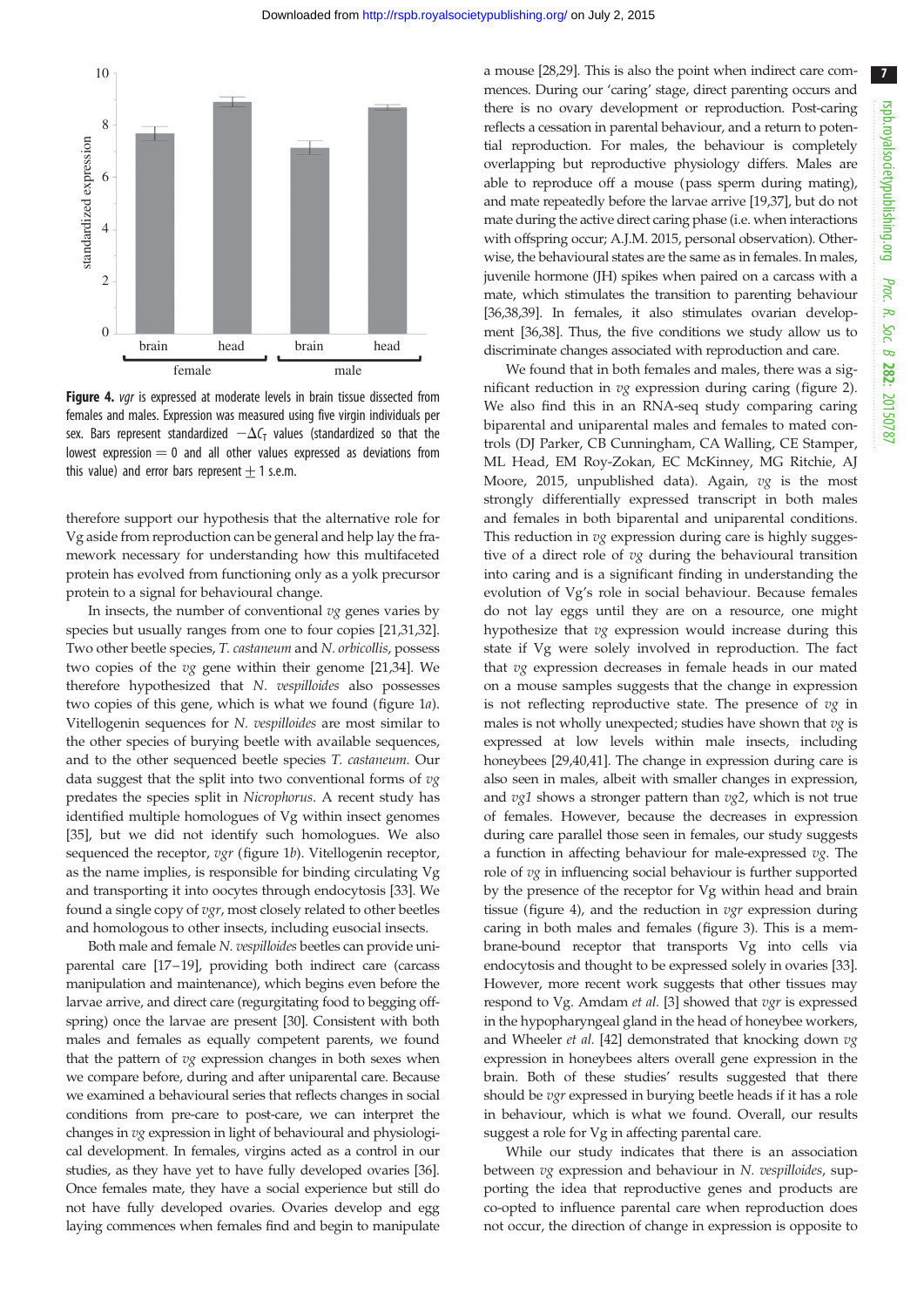**Figure 4.** *vgr* is expressed at moderate levels in brain tissue dissected from females and males. Expression was measured using five virgin individuals per sex. Bars represent standardized $-\Delta C_T$ values (standardized so that the lowest expression = 0 and all other values expressed as deviations from this value) and error bars represent $\pm$ 1 s.e.m.

therefore support our hypothesis that the alternative role for Vg aside from reproduction can be general and help lay the framework necessary for understanding how this multifaceted protein has evolved from functioning only as a yolk precursor protein to a signal for behavioural change.

In insects, the number of conventional *vg* genes varies by species but usually ranges from one to four copies [21,31,32]. Two other beetle species, *T. castaneum* and *N. orbicollis*, possess two copies of the *vg* gene within their genome [21,34]. We therefore hypothesized that *N. vespilloides* also possesses two copies of this gene, which is what we found (figure 1*a*). Vitellogenin sequences for *N. vespilloides* are most similar to the other species of burying beetle with available sequences, and to the other sequenced beetle species *T. castaneum*. Our data suggest that the split into two conventional forms of *vg* predates the species split in *Nicrophorus*. A recent study has identified multiple homologues of Vg within insect genomes [35], but we did not identify such homologues. We also sequenced the receptor, *vgr* (figure 1*b*). Vitellogenin receptor, as the name implies, is responsible for binding circulating Vg and transporting it into oocytes through endocytosis [33]. We found a single copy of *vgr*, most closely related to other beetles and homologous to other insects, including eusocial insects.

Both male and female *N. vespilloides* beetles can provide uniparental care [17–19], providing both indirect care (carcass manipulation and maintenance), which begins even before the larvae arrive, and direct care (regurgitating food to begging offspring) once the larvae are present [30]. Consistent with both males and females as equally competent parents, we found that the pattern of *vg* expression changes in both sexes when we compare before, during and after uniparental care. Because we examined a behavioural series that reflects changes in social conditions from pre-care to post-care, we can interpret the changes in *vg* expression in light of behavioural and physiological development. In females, virgins acted as a control in our studies, as they have yet to have fully developed ovaries [36]. Once females mate, they have a social experience but still do not have fully developed ovaries. Ovaries develop and egg laying commences when females find and begin to manipulate a mouse [28,29]. This is also the point when indirect care commences. During our 'caring' stage, direct parenting occurs and there is no ovary development or reproduction. Post-caring reflects a cessation in parental behaviour, and a return to potential reproduction. For males, the behaviour is completely overlapping but reproductive physiology differs. Males are able to reproduce off a mouse (pass sperm during mating), and mate repeatedly before the larvae arrive [19,37], but do not mate during the active direct caring phase (i.e. when interactions with offspring occur; A.J.M. 2015, personal observation). Otherwise, the behavioural states are the same as in females. In males, juvenile hormone (JH) spikes when paired on a carcass with a mate, which stimulates the transition to parenting behaviour [36,38,39]. In females, it also stimulates ovarian development [36,38]. Thus, the five conditions we study allow us to discriminate changes associated with reproduction and care.

We found that in both females and males, there was a significant reduction in *vg* expression during caring (figure 2). We also find this in an RNA-seq study comparing caring biparental and uniparental males and females to mated controls (DJ Parker, CB Cunningham, CA Walling, CE Stamper, ML Head, EM Roy-Zokan, EC McKinney, MG Ritchie, AJ Moore, 2015, unpublished data). Again, *vg* is the most strongly differentially expressed transcript in both males and females in both biparental and uniparental conditions. This reduction in *vg* expression during care is highly suggestive of a direct role of *vg* during the behavioural transition into caring and is a significant finding in understanding the evolution of Vg's role in social behaviour. Because females do not lay eggs until they are on a resource, one might hypothesize that *vg* expression would increase during this state if Vg were solely involved in reproduction. The fact that *vg* expression decreases in female heads in our mated on a mouse samples suggests that the change in expression is not reflecting reproductive state. The presence of *vg* in males is not wholly unexpected; studies have shown that *vg* is expressed at low levels within male insects, including honeybees [29,40,41]. The change in expression during care is also seen in males, albeit with smaller changes in expression, and *vg1* shows a stronger pattern than *vg2*, which is not true of females. However, because the decreases in expression during care parallel those seen in females, our study suggests a function in affecting behaviour for male-expressed *vg*. The role of *vg* in influencing social behaviour is further supported by the presence of the receptor for Vg within head and brain tissue (figure 4), and the reduction in *vgr* expression during caring in both males and females (figure 3). This is a membrane-bound receptor that transports Vg into cells via endocytosis and thought to be expressed solely in ovaries [33]. However, more recent work suggests that other tissues may respond to Vg. Amdam *et al.* [3] showed that *vgr* is expressed in the hypopharyngeal gland in the head of honeybee workers, and Wheeler *et al.* [42] demonstrated that knocking down *vg* expression in honeybees alters overall gene expression in the brain. Both of these studies' results suggested that there should be *vgr* expressed in burying beetle heads if it has a role in behaviour, which is what we found. Overall, our results suggest a role for Vg in affecting parental care.

While our study indicates that there is an association between *vg* expression and behaviour in *N. vespilloides*, supporting the idea that reproductive genes and products are co-opted to influence parental care when reproduction does not occur, the direction of change in expression is opposite to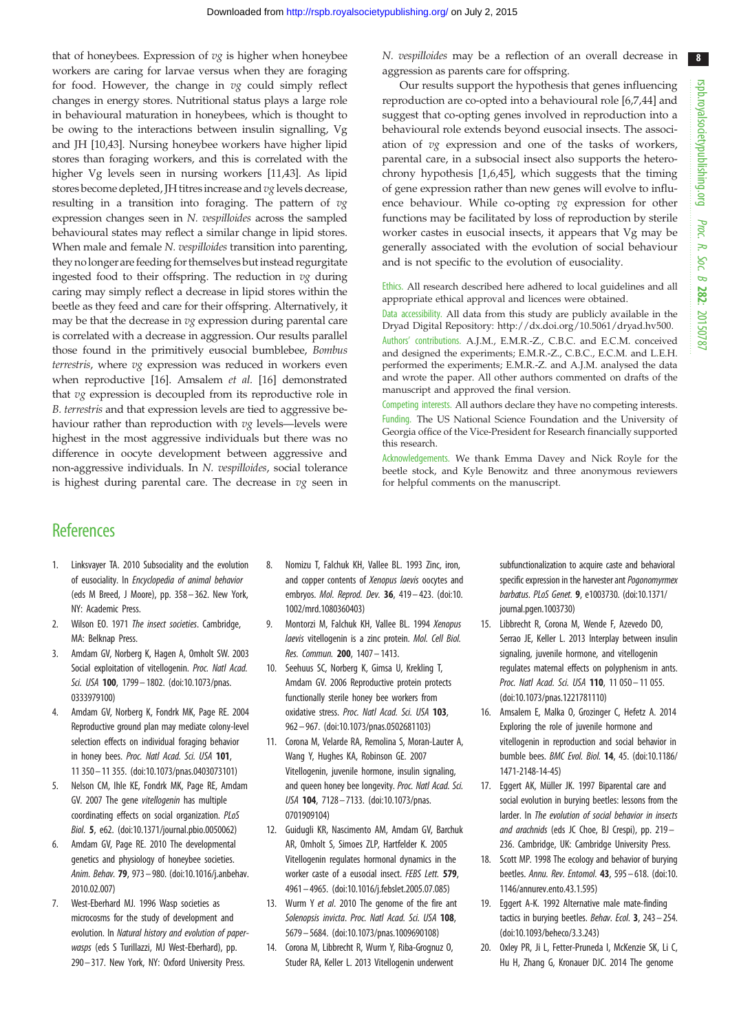that of honeybees. Expression of *vg* is higher when honeybee workers are caring for larvae versus when they are foraging for food. However, the change in *vg* could simply reflect changes in energy stores. Nutritional status plays a large role in behavioural maturation in honeybees, which is thought to be owing to the interactions between insulin signalling, Vg and JH [10,43]. Nursing honeybee workers have higher lipid stores than foraging workers, and this is correlated with the higher Vg levels seen in nursing workers [11,43]. As lipid stores become depleted, JH titres increase and *vg* levels decrease, resulting in a transition into foraging. The pattern of *vg* expression changes seen in *N. vespilloides* across the sampled behavioural states may reflect a similar change in lipid stores. When male and female *N. vespilloides* transition into parenting, they no longer are feeding for themselves but instead regurgitate ingested food to their offspring. The reduction in *vg* during caring may simply reflect a decrease in lipid stores within the beetle as they feed and care for their offspring. Alternatively, it may be that the decrease in *vg* expression during parental care is correlated with a decrease in aggression. Our results parallel those found in the primitively eusocial bumblebee, *Bombus terrestris*, where *vg* expression was reduced in workers even when reproductive [16]. Amsalem *et al.* [16] demonstrated that *vg* expression is decoupled from its reproductive role in *B. terrestris* and that expression levels are tied to aggressive behaviour rather than reproduction with *vg* levels—levels were highest in the most aggressive individuals but there was no difference in oocyte development between aggressive and non-aggressive individuals. In *N. vespilloides*, social tolerance is highest during parental care. The decrease in *vg* seen in *N. vespilloides* may be a reflection of an overall decrease in aggression as parents care for offspring.

Our results support the hypothesis that genes influencing reproduction are co-opted into a behavioural role [6,7,44] and suggest that co-opting genes involved in reproduction into a behavioural role extends beyond eusocial insects. The association of *vg* expression and one of the tasks of workers, parental care, in a subsocial insect also supports the heterochrony hypothesis [1,6,45], which suggests that the timing of gene expression rather than new genes will evolve to influence behaviour. While co-opting *vg* expression for other functions may be facilitated by loss of reproduction by sterile worker castes in eusocial insects, it appears that Vg may be generally associated with the evolution of social behaviour and is not specific to the evolution of eusociality.

Ethics. All research described here adhered to local guidelines and all appropriate ethical approval and licences were obtained.

Data accessibility. All data from this study are publicly available in the Dryad Digital Repository: http://dx.doi.org/10.5061/dryad.hv500.

Authors' contributions. A.J.M., E.M.R.-Z., C.B.C. and E.C.M. conceived and designed the experiments; E.M.R.-Z., C.B.C., E.C.M. and L.E.H. performed the experiments; E.M.R.-Z. and A.J.M. analysed the data and wrote the paper. All other authors commented on drafts of the manuscript and approved the final version.

Competing interests. All authors declare they have no competing interests.

Funding. The US National Science Foundation and the University of Georgia office of the Vice-President for Research financially supported this research.

Acknowledgements. We thank Emma Davey and Nick Royle for the beetle stock, and Kyle Benowitz and three anonymous reviewers for helpful comments on the manuscript.

## References

1. Linksvayer TA. 2010 Subsociality and the evolution of eusociality. In *Encyclopedia of animal behavior* (eds M Breed, J Moore), pp. 358–362. New York, NY: Academic Press.
2. Wilson EO. 1971 *The insect societies*. Cambridge, MA: Belknap Press.
3. Amdam GV, Norberg K, Hagen A, Omholt SW. 2003 Social exploitation of vitellogenin. *Proc. Natl Acad. Sci. USA* **100**, 1799–1802. (doi:10.1073/pnas.0333979100)
4. Amdam GV, Norberg K, Fondrk MK, Page RE. 2004 Reproductive ground plan may mediate colony-level selection effects on individual foraging behavior in honey bees. *Proc. Natl Acad. Sci. USA* **101**, 11 350–11 355. (doi:10.1073/pnas.0403073101)
5. Nelson CM, Ihle KE, Fondrk MK, Page RE, Amdam GV. 2007 The gene *vitellogenin* has multiple coordinating effects on social organization. *PLoS Biol.* **5**, e62. (doi:10.1371/journal.pbio.0050062)
6. Amdam GV, Page RE. 2010 The developmental genetics and physiology of honeybee societies. *Anim. Behav.* **79**, 973–980. (doi:10.1016/j.anbehav.2010.02.007)
7. West-Eberhard MJ. 1996 Wasp societies as microcosms for the study of development and evolution. In *Natural history and evolution of paper-wasps* (eds S Turillazzi, MJ West-Eberhard), pp. 290–317. New York, NY: Oxford University Press.
8. Nomizu T, Falchuk KH, Vallee BL. 1993 Zinc, iron, and copper contents of *Xenopus laevis* oocytes and embryos. *Mol. Reprod. Dev.* **36**, 419–423. (doi:10.1002/mrd.1080360403)
9. Montorzi M, Falchuk KH, Vallee BL. 1994 *Xenopus laevis* vitellogenin is a zinc protein. *Mol. Cell Biol. Res. Commun.* **200**, 1407–1413.
10. Seehuus SC, Norberg K, Gimsa U, Krekling T, Amdam GV. 2006 Reproductive protein protects functionally sterile honey bee workers from oxidative stress. *Proc. Natl Acad. Sci. USA* **103**, 962–967. (doi:10.1073/pnas.0502681103)
11. Corona M, Velarde RA, Remolina S, Moran-Lauter A, Wang Y, Hughes KA, Robinson GE. 2007 Vitellogenin, juvenile hormone, insulin signaling, and queen honey bee longevity. *Proc. Natl Acad. Sci. USA* **104**, 7128–7133. (doi:10.1073/pnas.0701909104)
12. Guidugli KR, Nascimento AM, Amdam GV, Barchuk AR, Omholt S, Simoes ZLP, Hartfelder K. 2005 Vitellogenin regulates hormonal dynamics in the worker caste of a eusocial insect. *FEBS Lett.* **579**, 4961–4965. (doi:10.1016/j.febslet.2005.07.085)
13. Wurm Y *et al.* 2010 The genome of the fire ant *Solenopsis invicta*. *Proc. Natl Acad. Sci. USA* **108**, 5679–5684. (doi:10.1073/pnas.1009690108)
14. Corona M, Libbrecht R, Wurm Y, Riba-Grognuz O, Studer RA, Keller L. 2013 Vitellogenin underwent subfunctionalization to acquire caste and behavioral specific expression in the harvester ant *Pogonomyrmex barbatus*. *PLoS Genet.* **9**, e1003730. (doi:10.1371/journal.pgen.1003730)
15. Libbrecht R, Corona M, Wende F, Azevedo DO, Serrao JE, Keller L. 2013 Interplay between insulin signaling, juvenile hormone, and vitellogenin regulates maternal effects on polyphenism in ants. *Proc. Natl Acad. Sci. USA* **110**, 11 050–11 055. (doi:10.1073/pnas.1221781110)
16. Amsalem E, Malka O, Grozinger C, Hefetz A. 2014 Exploring the role of juvenile hormone and vitellogenin in reproduction and social behavior in bumble bees. *BMC Evol. Biol.* **14**, 45. (doi:10.1186/1471-2148-14-45)
17. Eggert AK, Müller JK. 1997 Biparental care and social evolution in burying beetles: lessons from the larder. In *The evolution of social behavior in insects and arachnids* (eds JC Choe, BJ Crespi), pp. 219–236. Cambridge, UK: Cambridge University Press.
18. Scott MP. 1998 The ecology and behavior of burying beetles. *Annu. Rev. Entomol.* **43**, 595–618. (doi:10.1146/annurev.ento.43.1.595)
19. Eggert A-K. 1992 Alternative male mate-finding tactics in burying beetles. *Behav. Ecol.* **3**, 243–254. (doi:10.1093/beheco/3.3.243)
20. Oxley PR, Ji L, Fetter-Pruneda I, McKenzie SK, Li C, Hu H, Zhang G, Kronauer DJC. 2014 The genome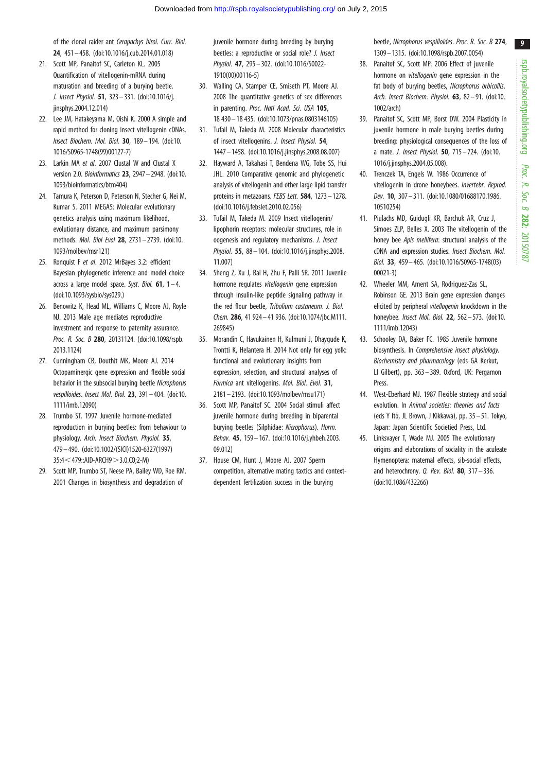of the clonal raider ant *Cerapachys biroi*. *Curr. Biol.* **24**, 451–458. (doi:10.1016/j.cub.2014.01.018)

21. Scott MP, Panaitof SC, Carleton KL. 2005 Quantification of vitellogenin-mRNA during maturation and breeding of a burying beetle. *J. Insect Physiol.* **51**, 323–331. (doi:10.1016/j.jinsphys.2004.12.014)
22. Lee JM, Hatakeyama M, Oishi K. 2000 A simple and rapid method for cloning insect vitellogenin cDNAs. *Insect Biochem. Mol. Biol.* **30**, 189–194. (doi:10.1016/S0965-1748(99)00127-7)
23. Larkin MA *et al*. 2007 Clustal W and Clustal X version 2.0. *Bioinformatics* **23**, 2947–2948. (doi:10.1093/bioinformatics/btm404)
24. Tamura K, Peterson D, Peterson N, Stecher G, Nei M, Kumar S. 2011 MEGA5: Molecular evolutionary genetics analysis using maximum likelihood, evolutionary distance, and maximum parsimony methods. *Mol. Biol Evol* **28**, 2731–2739. (doi:10.1093/molbev/msr121)
25. Ronquist F *et al*. 2012 MrBayes 3.2: efficient Bayesian phylogenetic inference and model choice across a large model space. *Syst. Biol.* **61**, 1–4. (doi:10.1093/sysbio/sys029.)
26. Benowitz K, Head ML, Williams C, Moore AJ, Royle NJ. 2013 Male age mediates reproductive investment and response to paternity assurance. *Proc. R. Soc. B* **280**, 20131124. (doi:10.1098/rspb.2013.1124)
27. Cunningham CB, Douthit MK, Moore AJ. 2014 Octopaminergic gene expression and flexible social behavior in the subsocial burying beetle *Nicrophorus vespilloides*. *Insect Mol. Biol.* **23**, 391–404. (doi:10.1111/imb.12090)
28. Trumbo ST. 1997 Juvenile hormone-mediated reproduction in burying beetles: from behaviour to physiology. *Arch. Insect Biochem. Physiol.* **35**, 479–490. (doi:10.1002/(SICI)1520-6327(1997)35:4<479::AID-ARCH9>3.0.CO;2-M)
29. Scott MP, Trumbo ST, Neese PA, Bailey WD, Roe RM. 2001 Changes in biosynthesis and degradation of juvenile hormone during breeding by burying beetles: a reproductive or social role? *J. Insect Physiol.* **47**, 295–302. (doi:10.1016/S0022-1910(00)00116-5)
30. Walling CA, Stamper CE, Smiseth PT, Moore AJ. 2008 The quantitative genetics of sex differences in parenting. *Proc. Natl Acad. Sci. USA* **105**, 18 430–18 435. (doi:10.1073/pnas.0803146105)
31. Tufail M, Takeda M. 2008 Molecular characteristics of insect vitellogenins. *J. Insect Physiol.* **54**, 1447–1458. (doi:10.1016/j.jinsphys.2008.08.007)
32. Hayward A, Takahasi T, Bendena WG, Tobe SS, Hui JHL. 2010 Comparative genomic and phylogenetic analysis of vitellogenin and other large lipid transfer proteins in metazoans. *FEBS Lett.* **584**, 1273–1278. (doi:10.1016/j.febslet.2010.02.056)
33. Tufail M, Takeda M. 2009 Insect vitellogenin/lipophorin receptors: molecular structures, role in oogenesis and regulatory mechanisms. *J. Insect Physiol.* **55**, 88–104. (doi:10.1016/j.jinsphys.2008.11.007)
34. Sheng Z, Xu J, Bai H, Zhu F, Palli SR. 2011 Juvenile hormone regulates *vitellogenin* gene expression through insulin-like peptide signaling pathway in the red flour beetle, *Tribolium castaneum*. *J. Biol. Chem.* **286**, 41 924–41 936. (doi:10.1074/jbc.M111.269845)
35. Morandin C, Havukainen H, Kulmuni J, Dhaygude K, Trontti K, Helantera H. 2014 Not only for egg yolk: functional and evolutionary insights from expression, selection, and structural analyses of *Formica* ant vitellogenins. *Mol. Biol. Evol.* **31**, 2181–2193. (doi:10.1093/molbev/msu171)
36. Scott MP, Panaitof SC. 2004 Social stimuli affect juvenile hormone during breeding in biparental burying beetles (Silphidae: *Nicrophorus*). *Horm. Behav.* **45**, 159–167. (doi:10.1016/j.yhbeh.2003.09.012)
37. House CM, Hunt J, Moore AJ. 2007 Sperm competition, alternative mating taxtics and context-dependent fertilization success in the burying beetle, *Nicrophorus vespilloides*. *Proc. R. Soc. B* **274**, 1309–1315. (doi:10.1098/rspb.2007.0054)
38. Panaitof SC, Scott MP. 2006 Effect of juvenile hormone on *vitellogenin* gene expression in the fat body of burying beetles, *Nicrophorus orbicollis*. *Arch. Insect Biochem. Physiol.* **63**, 82–91. (doi:10.1002/arch)
39. Panaitof SC, Scott MP, Borst DW. 2004 Plasticity in juvenile hormone in male burying beetles during breeding: physiological consequences of the loss of a mate. *J. Insect Physiol.* **50**, 715–724. (doi:10.1016/j.jinsphys.2004.05.008).
40. Trenczek TA, Engels W. 1986 Occurrence of vitellogenin in drone honeybees. *Invertebr. Reprod. Dev.* **10**, 307–311. (doi:10.1080/01688170.1986.10510254)
41. Piulachs MD, Guidugli KR, Barchuk AR, Cruz J, Simoes ZLP, Belles X. 2003 The vitellogenin of the honey bee *Apis mellifera*: structural analysis of the cDNA and expression studies. *Insect Biochem. Mol. Biol.* **33**, 459–465. (doi:10.1016/S0965-1748(03)00021-3)
42. Wheeler MM, Ament SA, Rodriguez-Zas SL, Robinson GE. 2013 Brain gene expression changes elicited by peripheral *vitellogenin* knockdown in the honeybee. *Insect Mol. Biol.* **22**, 562–573. (doi:10.1111/imb.12043)
43. Schooley DA, Baker FC. 1985 Juvenile hormone biosynthesis. In *Comprehensive insect physiology. Biochemistry and pharmacology* (eds GA Kerkut, LI Gilbert), pp. 363–389. Oxford, UK: Pergamon Press.
44. West-Eberhard MJ. 1987 Flexible strategy and social evolution. In *Animal societies: theories and facts* (eds Y Ito, JL Brown, J Kikkawa), pp. 35–51. Tokyo, Japan: Japan Scientific Societied Press, Ltd.
45. Linksvayer T, Wade MJ. 2005 The evolutionary origins and elaborations of sociality in the aculeate Hymenoptera: maternal effects, sib-social effects, and heterochrony. *Q. Rev. Biol.* **80**, 317–336. (doi:10.1086/432266)